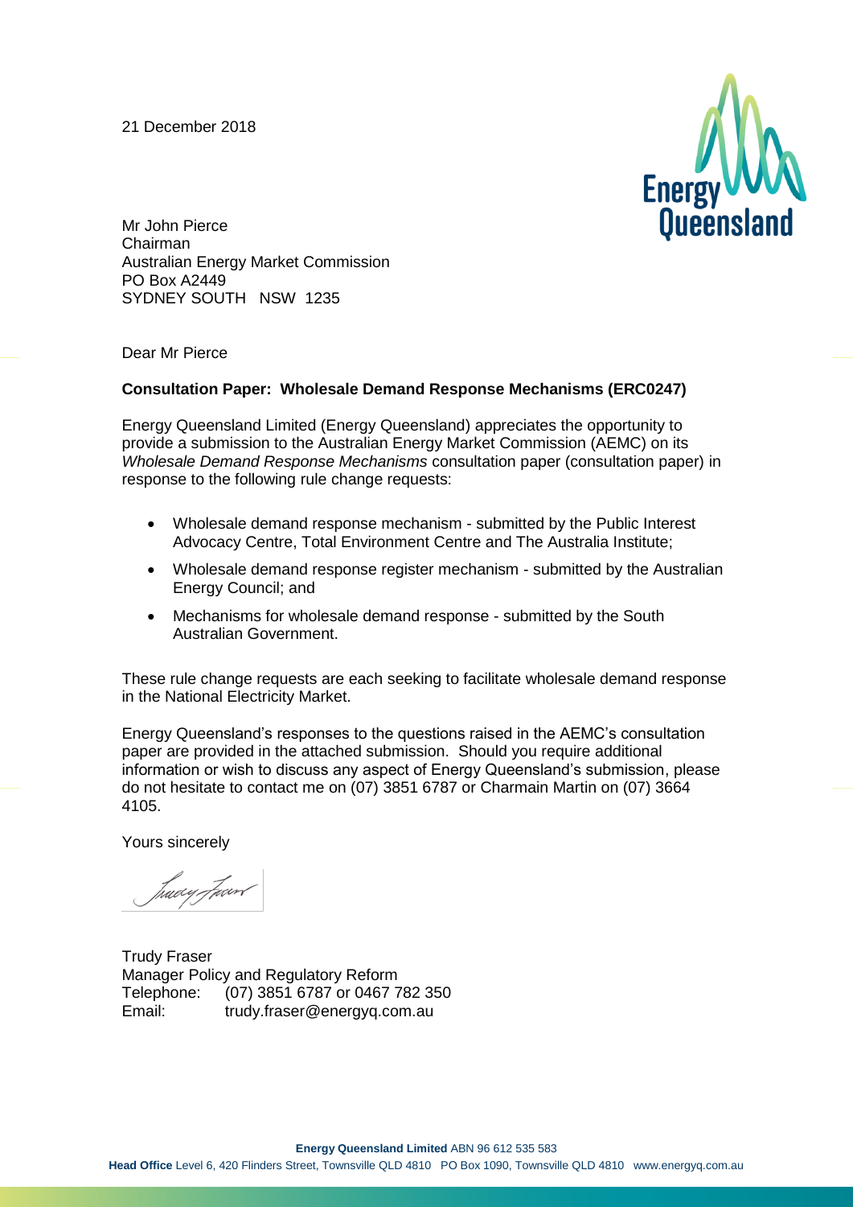21 December 2018

Mr John Pierce
Chairman
Australian Energy Market Commission
PO Box A2449
SYDNEY SOUTH NSW 1235

Dear Mr Pierce

**Consultation Paper: Wholesale Demand Response Mechanisms (ERC0247)**

Energy Queensland Limited (Energy Queensland) appreciates the opportunity to provide a submission to the Australian Energy Market Commission (AEMC) on its *Wholesale Demand Response Mechanisms* consultation paper (consultation paper) in response to the following rule change requests:

- Wholesale demand response mechanism - submitted by the Public Interest Advocacy Centre, Total Environment Centre and The Australia Institute;
- Wholesale demand response register mechanism - submitted by the Australian Energy Council; and
- Mechanisms for wholesale demand response - submitted by the South Australian Government.

These rule change requests are each seeking to facilitate wholesale demand response in the National Electricity Market.

Energy Queensland's responses to the questions raised in the AEMC's consultation paper are provided in the attached submission. Should you require additional information or wish to discuss any aspect of Energy Queensland's submission, please do not hesitate to contact me on (07) 3851 6787 or Charmain Martin on (07) 3664 4105.

Yours sincerely

Trudy Fraser
Manager Policy and Regulatory Reform
Telephone: (07) 3851 6787 or 0467 782 350
Email: trudy.fraser@energyq.com.au

**Energy Queensland Limited** ABN 96 612 535 583
**Head Office** Level 6, 420 Flinders Street, Townsville QLD 4810 PO Box 1090, Townsville QLD 4810 www.energyq.com.au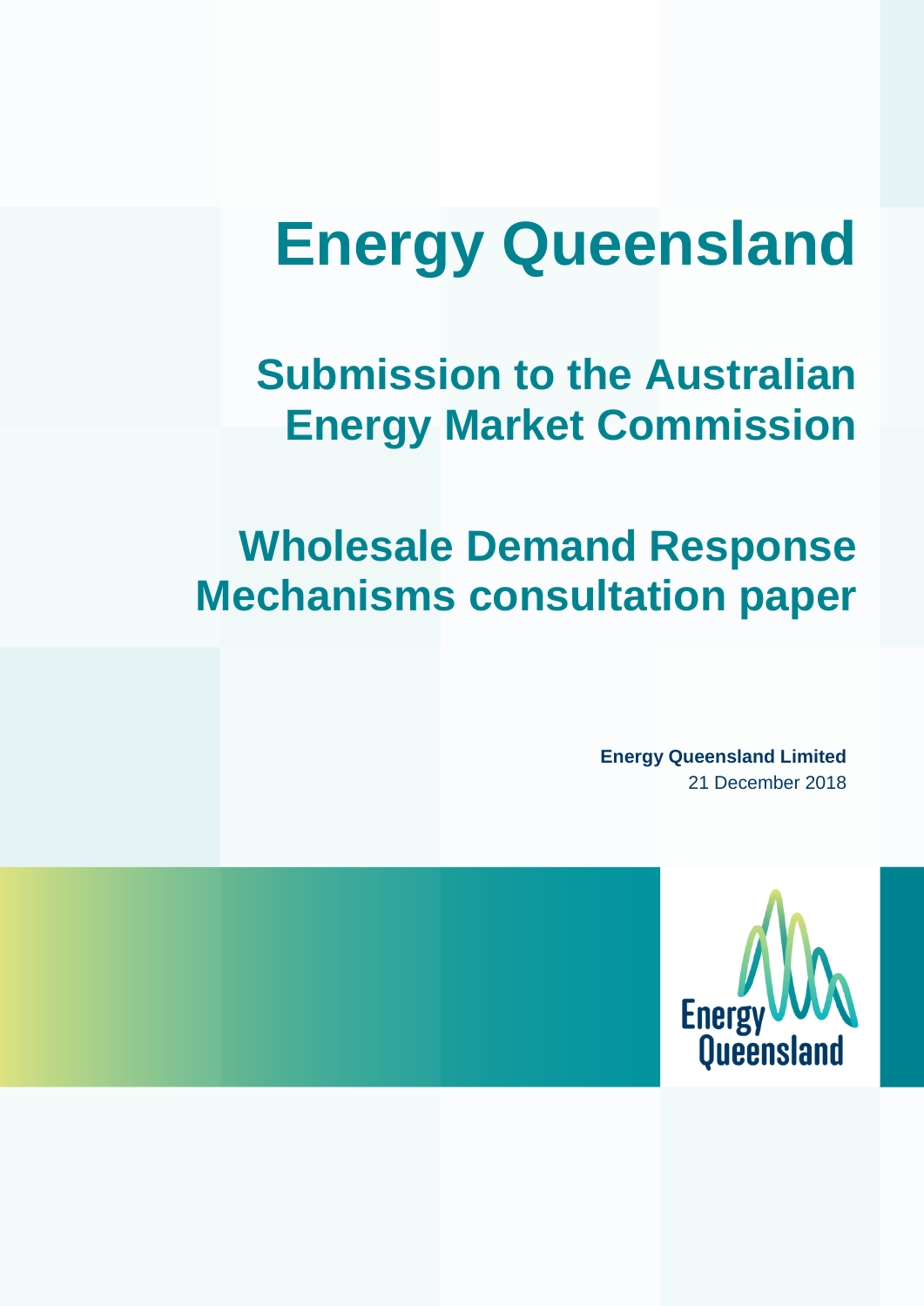# Energy Queensland

## Submission to the Australian Energy Market Commission

## Wholesale Demand Response Mechanisms consultation paper

**Energy Queensland Limited**
21 December 2018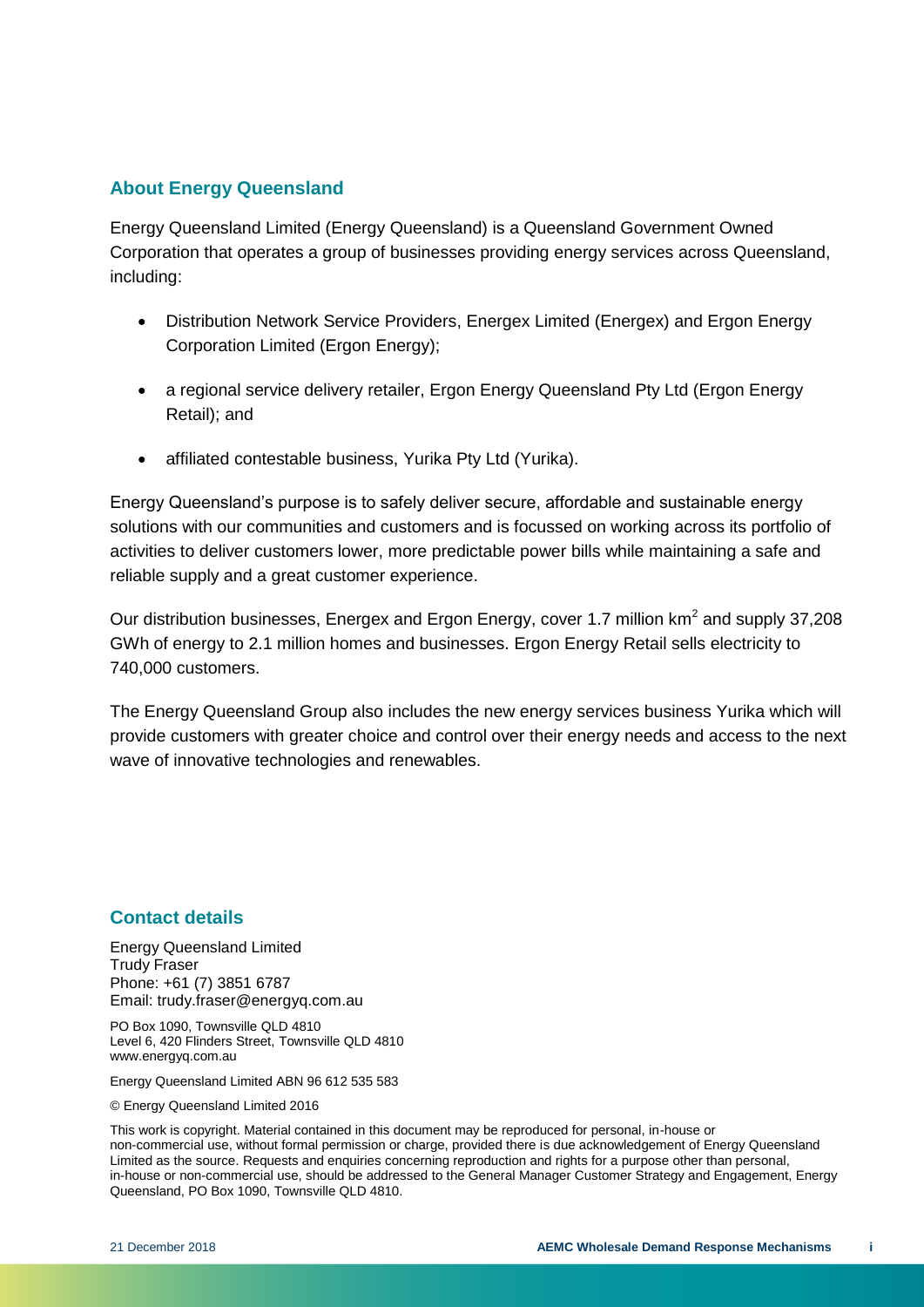## About Energy Queensland

Energy Queensland Limited (Energy Queensland) is a Queensland Government Owned Corporation that operates a group of businesses providing energy services across Queensland, including:

- Distribution Network Service Providers, Energex Limited (Energex) and Ergon Energy Corporation Limited (Ergon Energy);
- a regional service delivery retailer, Ergon Energy Queensland Pty Ltd (Ergon Energy Retail); and
- affiliated contestable business, Yurika Pty Ltd (Yurika).

Energy Queensland's purpose is to safely deliver secure, affordable and sustainable energy solutions with our communities and customers and is focussed on working across its portfolio of activities to deliver customers lower, more predictable power bills while maintaining a safe and reliable supply and a great customer experience.

Our distribution businesses, Energex and Ergon Energy, cover 1.7 million $km^2$ and supply 37,208 GWh of energy to 2.1 million homes and businesses. Ergon Energy Retail sells electricity to 740,000 customers.

The Energy Queensland Group also includes the new energy services business Yurika which will provide customers with greater choice and control over their energy needs and access to the next wave of innovative technologies and renewables.

## Contact details

Energy Queensland Limited
Trudy Fraser
Phone: +61 (7) 3851 6787
Email: trudy.fraser@energyq.com.au

PO Box 1090, Townsville QLD 4810
Level 6, 420 Flinders Street, Townsville QLD 4810
www.energyq.com.au

Energy Queensland Limited ABN 96 612 535 583

© Energy Queensland Limited 2016

This work is copyright. Material contained in this document may be reproduced for personal, in-house or non-commercial use, without formal permission or charge, provided there is due acknowledgement of Energy Queensland Limited as the source. Requests and enquiries concerning reproduction and rights for a purpose other than personal, in-house or non-commercial use, should be addressed to the General Manager Customer Strategy and Engagement, Energy Queensland, PO Box 1090, Townsville QLD 4810.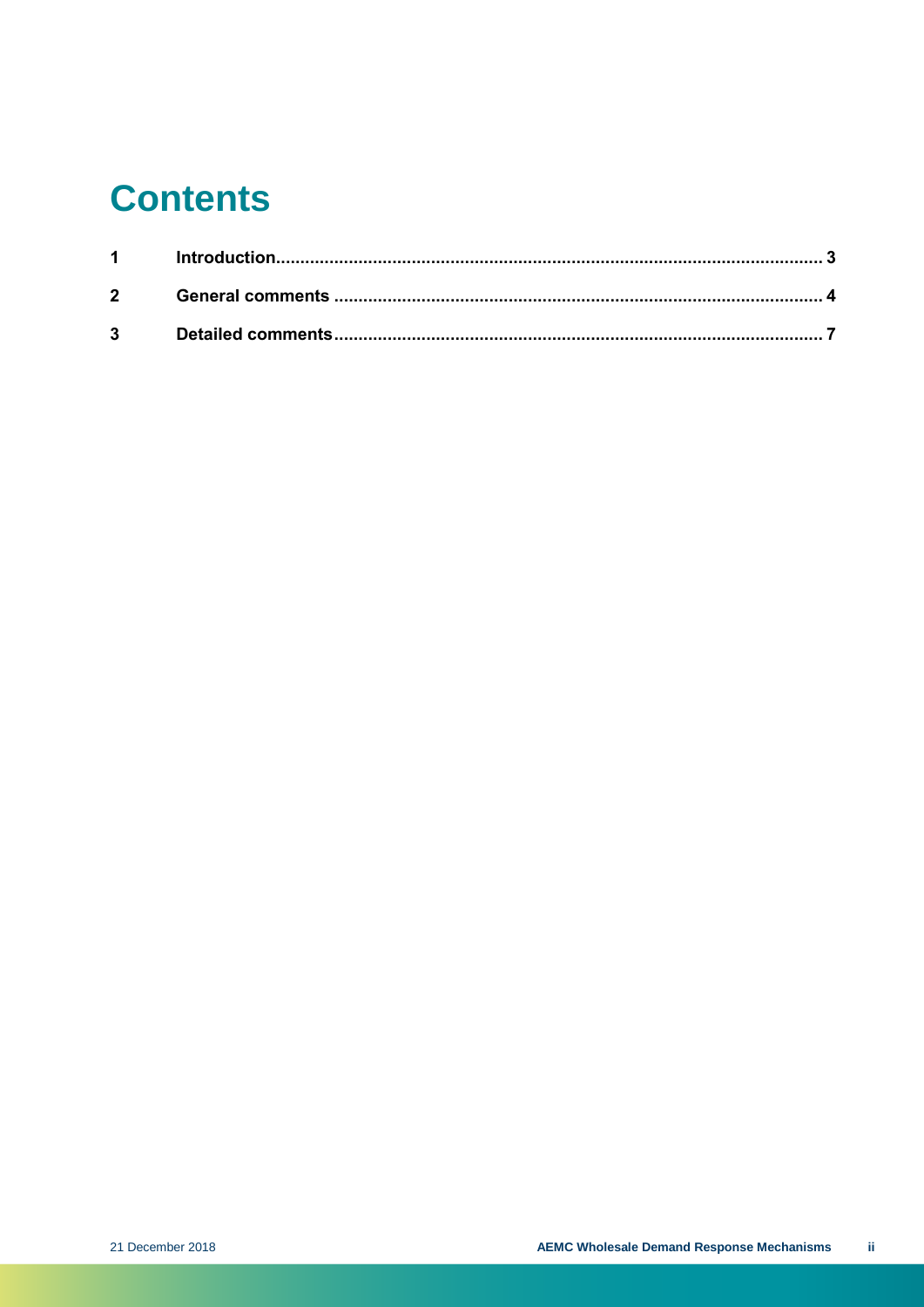# Contents

| | | |
|---|---|---|
| 1 | Introduction | 3 |
| 2 | General comments | 4 |
| 3 | Detailed comments | 7 |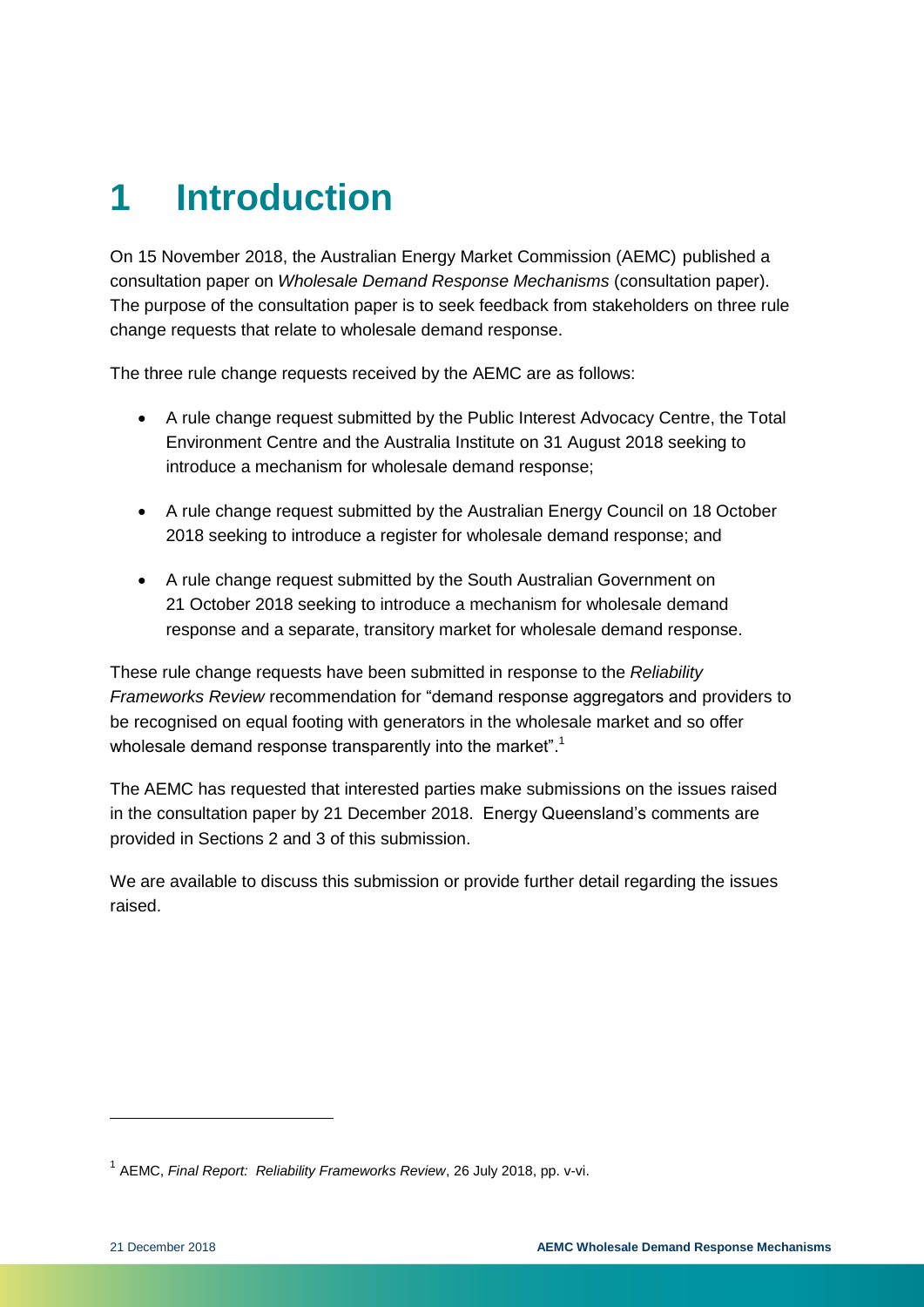# 1 Introduction

On 15 November 2018, the Australian Energy Market Commission (AEMC) published a consultation paper on *Wholesale Demand Response Mechanisms* (consultation paper). The purpose of the consultation paper is to seek feedback from stakeholders on three rule change requests that relate to wholesale demand response.

The three rule change requests received by the AEMC are as follows:

- A rule change request submitted by the Public Interest Advocacy Centre, the Total Environment Centre and the Australia Institute on 31 August 2018 seeking to introduce a mechanism for wholesale demand response;
- A rule change request submitted by the Australian Energy Council on 18 October 2018 seeking to introduce a register for wholesale demand response; and
- A rule change request submitted by the South Australian Government on 21 October 2018 seeking to introduce a mechanism for wholesale demand response and a separate, transitory market for wholesale demand response.

These rule change requests have been submitted in response to the *Reliability Frameworks Review* recommendation for "demand response aggregators and providers to be recognised on equal footing with generators in the wholesale market and so offer wholesale demand response transparently into the market".[1]

The AEMC has requested that interested parties make submissions on the issues raised in the consultation paper by 21 December 2018. Energy Queensland's comments are provided in Sections 2 and 3 of this submission.

We are available to discuss this submission or provide further detail regarding the issues raised.

[1] AEMC, *Final Report: Reliability Frameworks Review*, 26 July 2018, pp. v-vi.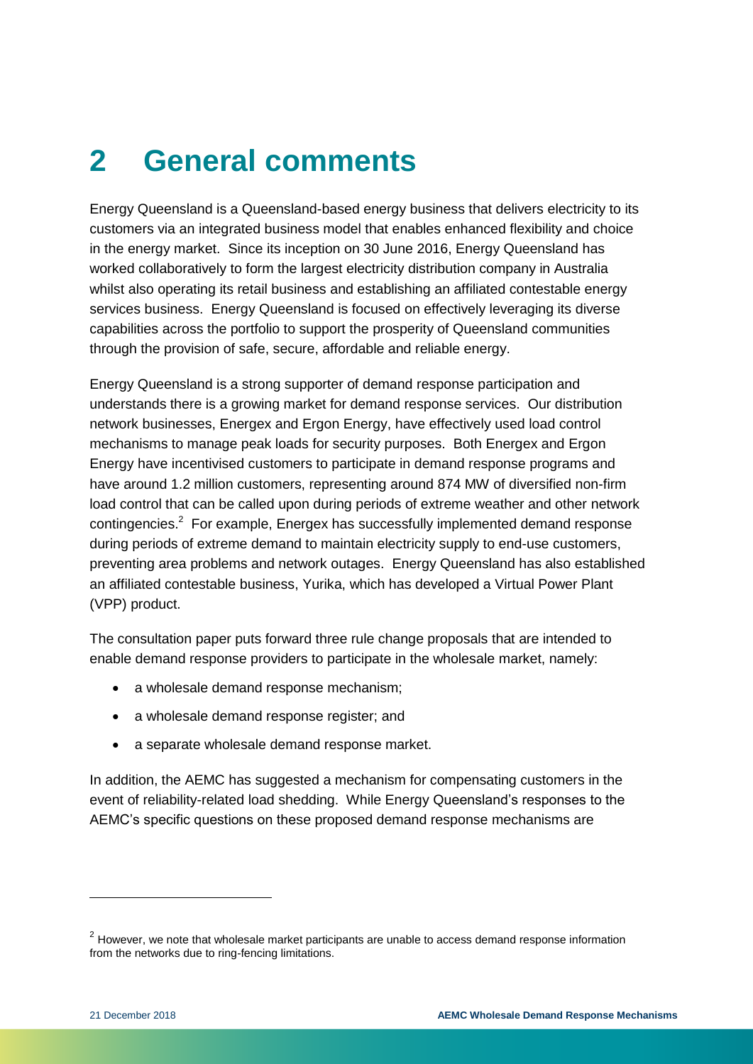# 2 General comments

Energy Queensland is a Queensland-based energy business that delivers electricity to its customers via an integrated business model that enables enhanced flexibility and choice in the energy market. Since its inception on 30 June 2016, Energy Queensland has worked collaboratively to form the largest electricity distribution company in Australia whilst also operating its retail business and establishing an affiliated contestable energy services business. Energy Queensland is focused on effectively leveraging its diverse capabilities across the portfolio to support the prosperity of Queensland communities through the provision of safe, secure, affordable and reliable energy.

Energy Queensland is a strong supporter of demand response participation and understands there is a growing market for demand response services. Our distribution network businesses, Energex and Ergon Energy, have effectively used load control mechanisms to manage peak loads for security purposes. Both Energex and Ergon Energy have incentivised customers to participate in demand response programs and have around 1.2 million customers, representing around 874 MW of diversified non-firm load control that can be called upon during periods of extreme weather and other network contingencies.[2] For example, Energex has successfully implemented demand response during periods of extreme demand to maintain electricity supply to end-use customers, preventing area problems and network outages. Energy Queensland has also established an affiliated contestable business, Yurika, which has developed a Virtual Power Plant (VPP) product.

The consultation paper puts forward three rule change proposals that are intended to enable demand response providers to participate in the wholesale market, namely:

- a wholesale demand response mechanism;
- a wholesale demand response register; and
- a separate wholesale demand response market.

In addition, the AEMC has suggested a mechanism for compensating customers in the event of reliability-related load shedding. While Energy Queensland's responses to the AEMC's specific questions on these proposed demand response mechanisms are

[2] However, we note that wholesale market participants are unable to access demand response information from the networks due to ring-fencing limitations.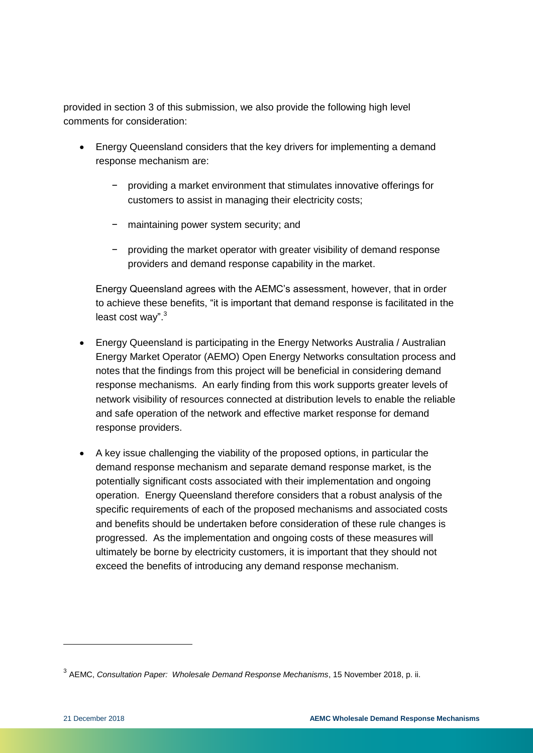provided in section 3 of this submission, we also provide the following high level comments for consideration:

- Energy Queensland considers that the key drivers for implementing a demand response mechanism are:
  - providing a market environment that stimulates innovative offerings for customers to assist in managing their electricity costs;
  - maintaining power system security; and
  - providing the market operator with greater visibility of demand response providers and demand response capability in the market.

  Energy Queensland agrees with the AEMC's assessment, however, that in order to achieve these benefits, "it is important that demand response is facilitated in the least cost way".[3]

- Energy Queensland is participating in the Energy Networks Australia / Australian Energy Market Operator (AEMO) Open Energy Networks consultation process and notes that the findings from this project will be beneficial in considering demand response mechanisms. An early finding from this work supports greater levels of network visibility of resources connected at distribution levels to enable the reliable and safe operation of the network and effective market response for demand response providers.

- A key issue challenging the viability of the proposed options, in particular the demand response mechanism and separate demand response market, is the potentially significant costs associated with their implementation and ongoing operation. Energy Queensland therefore considers that a robust analysis of the specific requirements of each of the proposed mechanisms and associated costs and benefits should be undertaken before consideration of these rule changes is progressed. As the implementation and ongoing costs of these measures will ultimately be borne by electricity customers, it is important that they should not exceed the benefits of introducing any demand response mechanism.

---

[3] AEMC, *Consultation Paper: Wholesale Demand Response Mechanisms*, 15 November 2018, p. ii.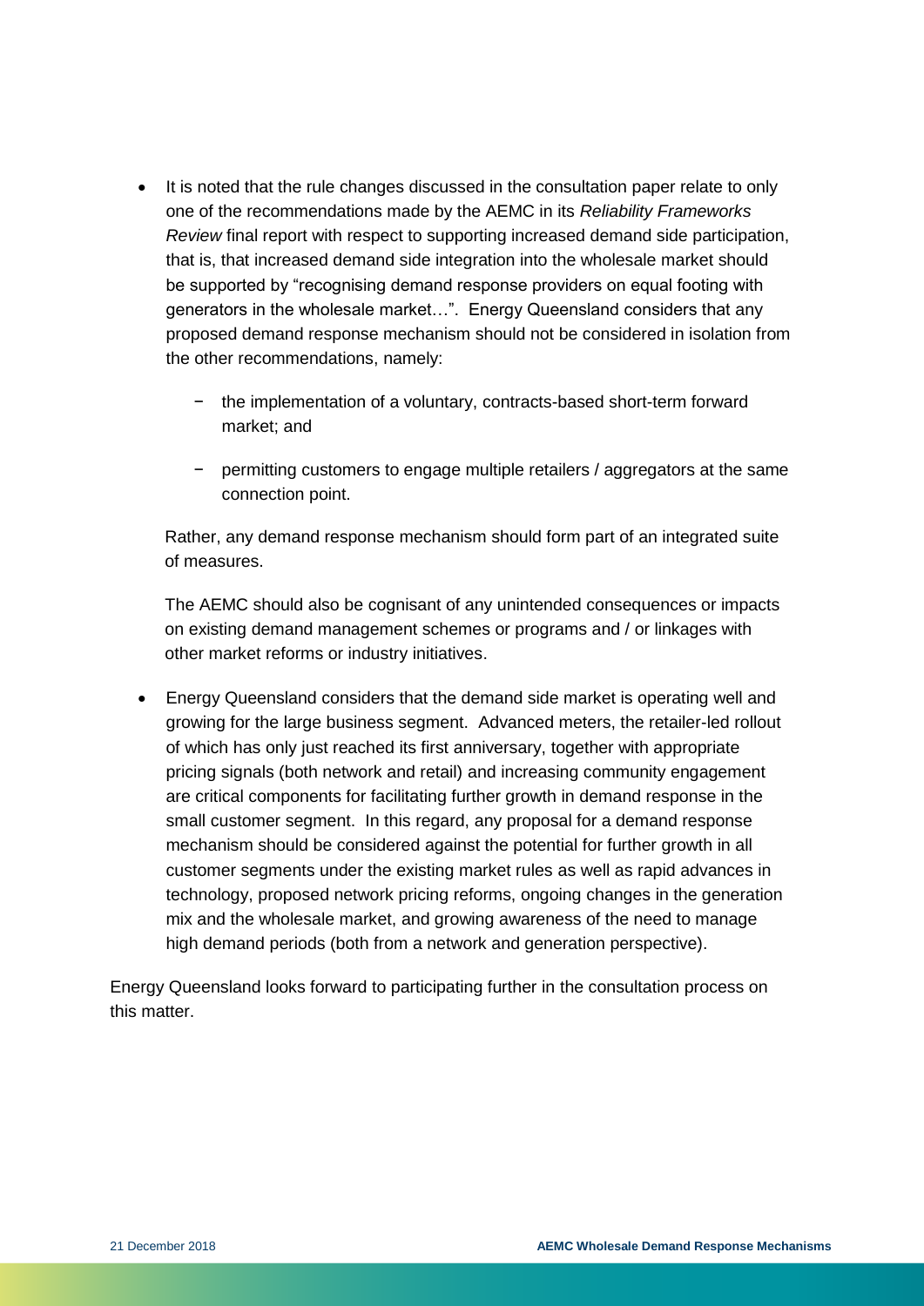- It is noted that the rule changes discussed in the consultation paper relate to only one of the recommendations made by the AEMC in its *Reliability Frameworks Review* final report with respect to supporting increased demand side participation, that is, that increased demand side integration into the wholesale market should be supported by "recognising demand response providers on equal footing with generators in the wholesale market…". Energy Queensland considers that any proposed demand response mechanism should not be considered in isolation from the other recommendations, namely:

  - the implementation of a voluntary, contracts-based short-term forward market; and
  - permitting customers to engage multiple retailers / aggregators at the same connection point.

  Rather, any demand response mechanism should form part of an integrated suite of measures.

  The AEMC should also be cognisant of any unintended consequences or impacts on existing demand management schemes or programs and / or linkages with other market reforms or industry initiatives.

- Energy Queensland considers that the demand side market is operating well and growing for the large business segment. Advanced meters, the retailer-led rollout of which has only just reached its first anniversary, together with appropriate pricing signals (both network and retail) and increasing community engagement are critical components for facilitating further growth in demand response in the small customer segment. In this regard, any proposal for a demand response mechanism should be considered against the potential for further growth in all customer segments under the existing market rules as well as rapid advances in technology, proposed network pricing reforms, ongoing changes in the generation mix and the wholesale market, and growing awareness of the need to manage high demand periods (both from a network and generation perspective).

Energy Queensland looks forward to participating further in the consultation process on this matter.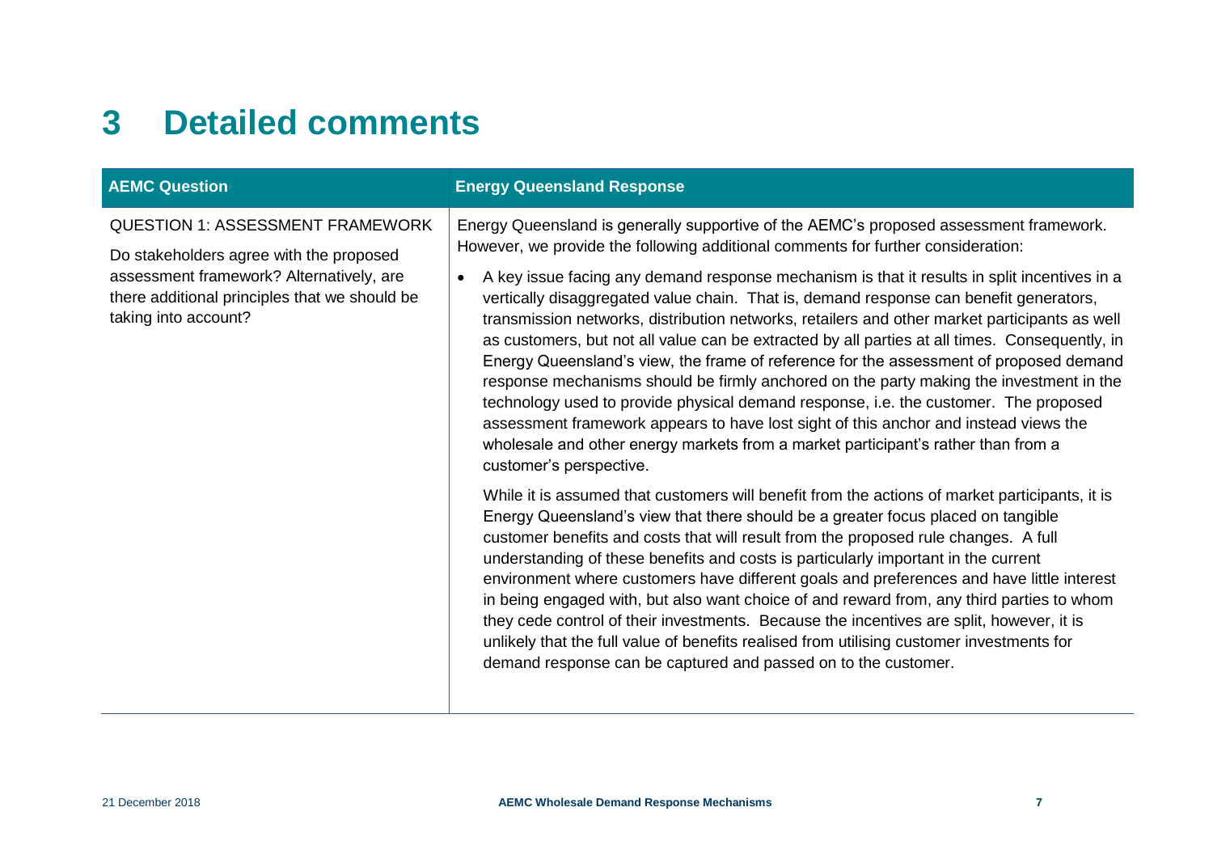# 3 Detailed comments

| AEMC Question | Energy Queensland Response |
| --- | --- |
| QUESTION 1: ASSESSMENT FRAMEWORK<br><br>Do stakeholders agree with the proposed assessment framework? Alternatively, are there additional principles that we should be taking into account? | Energy Queensland is generally supportive of the AEMC's proposed assessment framework. However, we provide the following additional comments for further consideration:<br><br>• A key issue facing any demand response mechanism is that it results in split incentives in a vertically disaggregated value chain. That is, demand response can benefit generators, transmission networks, distribution networks, retailers and other market participants as well as customers, but not all value can be extracted by all parties at all times. Consequently, in Energy Queensland's view, the frame of reference for the assessment of proposed demand response mechanisms should be firmly anchored on the party making the investment in the technology used to provide physical demand response, i.e. the customer. The proposed assessment framework appears to have lost sight of this anchor and instead views the wholesale and other energy markets from a market participant's rather than from a customer's perspective.<br><br>While it is assumed that customers will benefit from the actions of market participants, it is Energy Queensland's view that there should be a greater focus placed on tangible customer benefits and costs that will result from the proposed rule changes. A full understanding of these benefits and costs is particularly important in the current environment where customers have different goals and preferences and have little interest in being engaged with, but also want choice of and reward from, any third parties to whom they cede control of their investments. Because the incentives are split, however, it is unlikely that the full value of benefits realised from utilising customer investments for demand response can be captured and passed on to the customer. |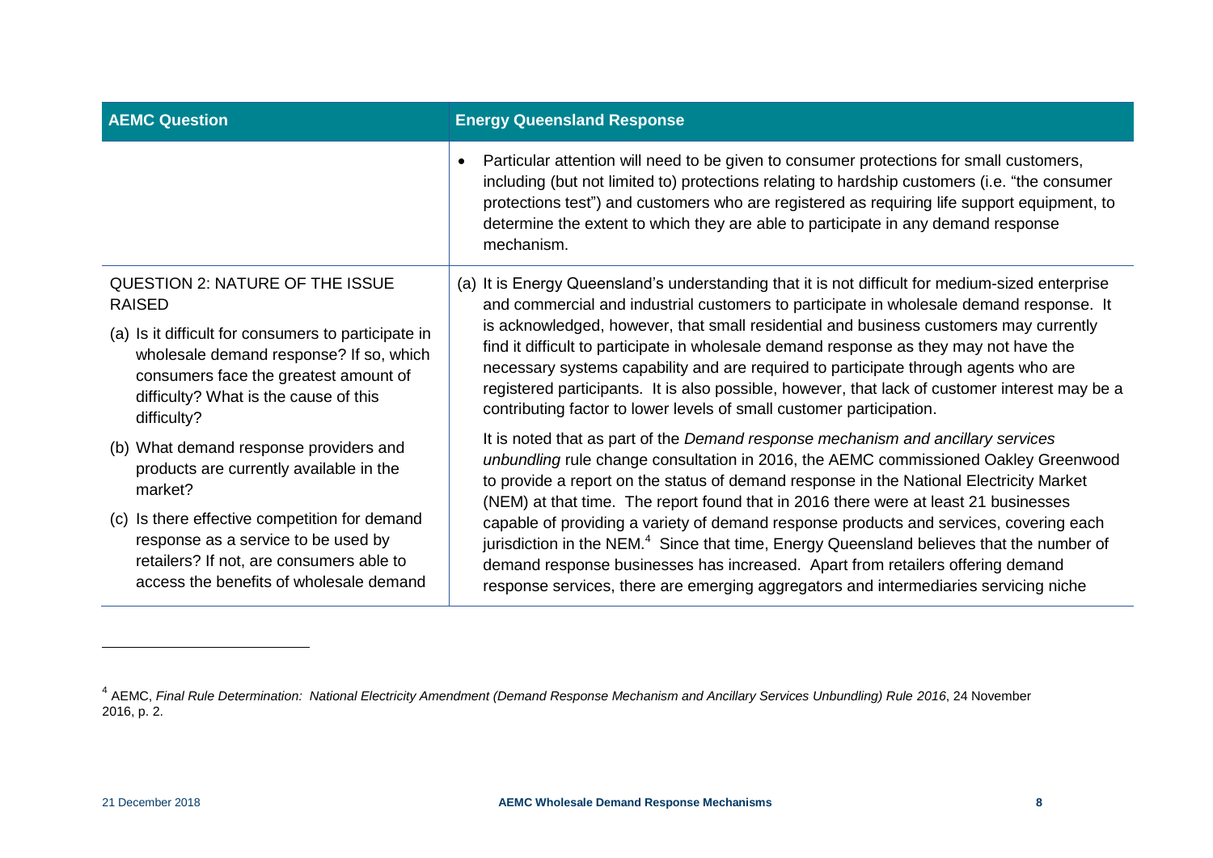| AEMC Question | Energy Queensland Response |
| --- | --- |
| | • Particular attention will need to be given to consumer protections for small customers, including (but not limited to) protections relating to hardship customers (i.e. "the consumer protections test") and customers who are registered as requiring life support equipment, to determine the extent to which they are able to participate in any demand response mechanism. |
| QUESTION 2: NATURE OF THE ISSUE RAISED<br><br>(a) Is it difficult for consumers to participate in wholesale demand response? If so, which consumers face the greatest amount of difficulty? What is the cause of this difficulty?<br><br>(b) What demand response providers and products are currently available in the market?<br><br>(c) Is there effective competition for demand response as a service to be used by retailers? If not, are consumers able to access the benefits of wholesale demand | (a) It is Energy Queensland's understanding that it is not difficult for medium-sized enterprise and commercial and industrial customers to participate in wholesale demand response. It is acknowledged, however, that small residential and business customers may currently find it difficult to participate in wholesale demand response as they may not have the necessary systems capability and are required to participate through agents who are registered participants. It is also possible, however, that lack of customer interest may be a contributing factor to lower levels of small customer participation.<br><br>It is noted that as part of the *Demand response mechanism and ancillary services unbundling* rule change consultation in 2016, the AEMC commissioned Oakley Greenwood to provide a report on the status of demand response in the National Electricity Market (NEM) at that time. The report found that in 2016 there were at least 21 businesses capable of providing a variety of demand response products and services, covering each jurisdiction in the NEM.[4] Since that time, Energy Queensland believes that the number of demand response businesses has increased. Apart from retailers offering demand response services, there are emerging aggregators and intermediaries servicing niche |

[4] AEMC, *Final Rule Determination: National Electricity Amendment (Demand Response Mechanism and Ancillary Services Unbundling) Rule 2016*, 24 November 2016, p. 2.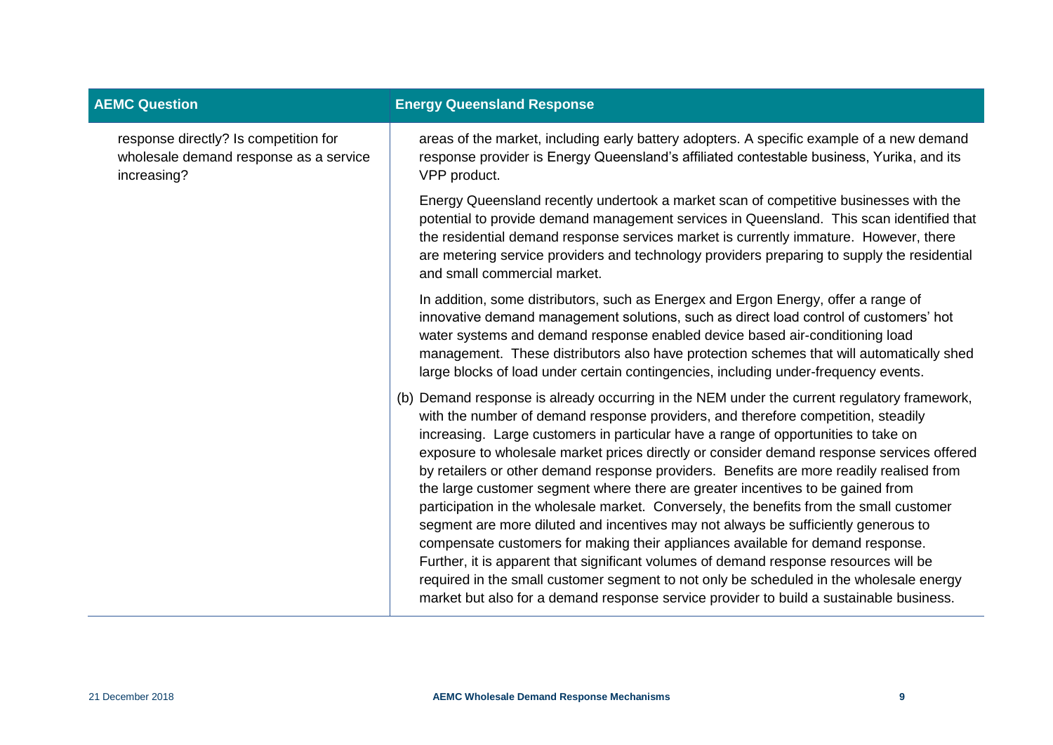| AEMC Question | Energy Queensland Response |
| --- | --- |
| response directly? Is competition for wholesale demand response as a service increasing? | areas of the market, including early battery adopters. A specific example of a new demand response provider is Energy Queensland's affiliated contestable business, Yurika, and its VPP product.<br><br>Energy Queensland recently undertook a market scan of competitive businesses with the potential to provide demand management services in Queensland. This scan identified that the residential demand response services market is currently immature. However, there are metering service providers and technology providers preparing to supply the residential and small commercial market.<br><br>In addition, some distributors, such as Energex and Ergon Energy, offer a range of innovative demand management solutions, such as direct load control of customers' hot water systems and demand response enabled device based air-conditioning load management. These distributors also have protection schemes that will automatically shed large blocks of load under certain contingencies, including under-frequency events.<br><br>(b) Demand response is already occurring in the NEM under the current regulatory framework, with the number of demand response providers, and therefore competition, steadily increasing. Large customers in particular have a range of opportunities to take on exposure to wholesale market prices directly or consider demand response services offered by retailers or other demand response providers. Benefits are more readily realised from the large customer segment where there are greater incentives to be gained from participation in the wholesale market. Conversely, the benefits from the small customer segment are more diluted and incentives may not always be sufficiently generous to compensate customers for making their appliances available for demand response. Further, it is apparent that significant volumes of demand response resources will be required in the small customer segment to not only be scheduled in the wholesale energy market but also for a demand response service provider to build a sustainable business. |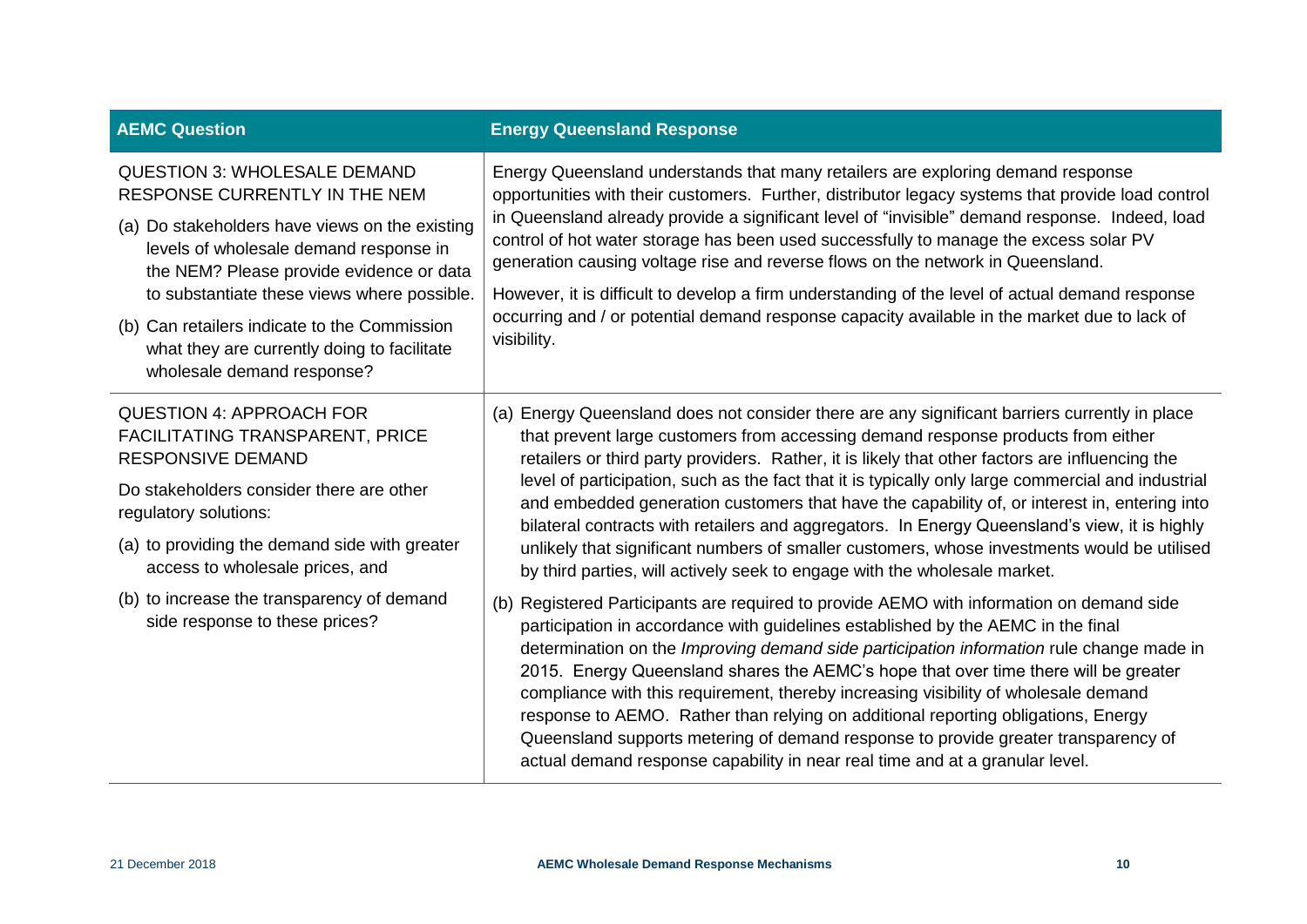| AEMC Question | Energy Queensland Response |
| --- | --- |
| QUESTION 3: WHOLESALE DEMAND RESPONSE CURRENTLY IN THE NEM<br><br>(a) Do stakeholders have views on the existing levels of wholesale demand response in the NEM? Please provide evidence or data to substantiate these views where possible.<br><br>(b) Can retailers indicate to the Commission what they are currently doing to facilitate wholesale demand response? | Energy Queensland understands that many retailers are exploring demand response opportunities with their customers. Further, distributor legacy systems that provide load control in Queensland already provide a significant level of "invisible" demand response. Indeed, load control of hot water storage has been used successfully to manage the excess solar PV generation causing voltage rise and reverse flows on the network in Queensland.<br><br>However, it is difficult to develop a firm understanding of the level of actual demand response occurring and / or potential demand response capacity available in the market due to lack of visibility. |
| QUESTION 4: APPROACH FOR FACILITATING TRANSPARENT, PRICE RESPONSIVE DEMAND<br><br>Do stakeholders consider there are other regulatory solutions:<br><br>(a) to providing the demand side with greater access to wholesale prices, and<br><br>(b) to increase the transparency of demand side response to these prices? | (a) Energy Queensland does not consider there are any significant barriers currently in place that prevent large customers from accessing demand response products from either retailers or third party providers. Rather, it is likely that other factors are influencing the level of participation, such as the fact that it is typically only large commercial and industrial and embedded generation customers that have the capability of, or interest in, entering into bilateral contracts with retailers and aggregators. In Energy Queensland's view, it is highly unlikely that significant numbers of smaller customers, whose investments would be utilised by third parties, will actively seek to engage with the wholesale market.<br><br>(b) Registered Participants are required to provide AEMO with information on demand side participation in accordance with guidelines established by the AEMC in the final determination on the *Improving demand side participation information* rule change made in 2015. Energy Queensland shares the AEMC's hope that over time there will be greater compliance with this requirement, thereby increasing visibility of wholesale demand response to AEMO. Rather than relying on additional reporting obligations, Energy Queensland supports metering of demand response to provide greater transparency of actual demand response capability in near real time and at a granular level. |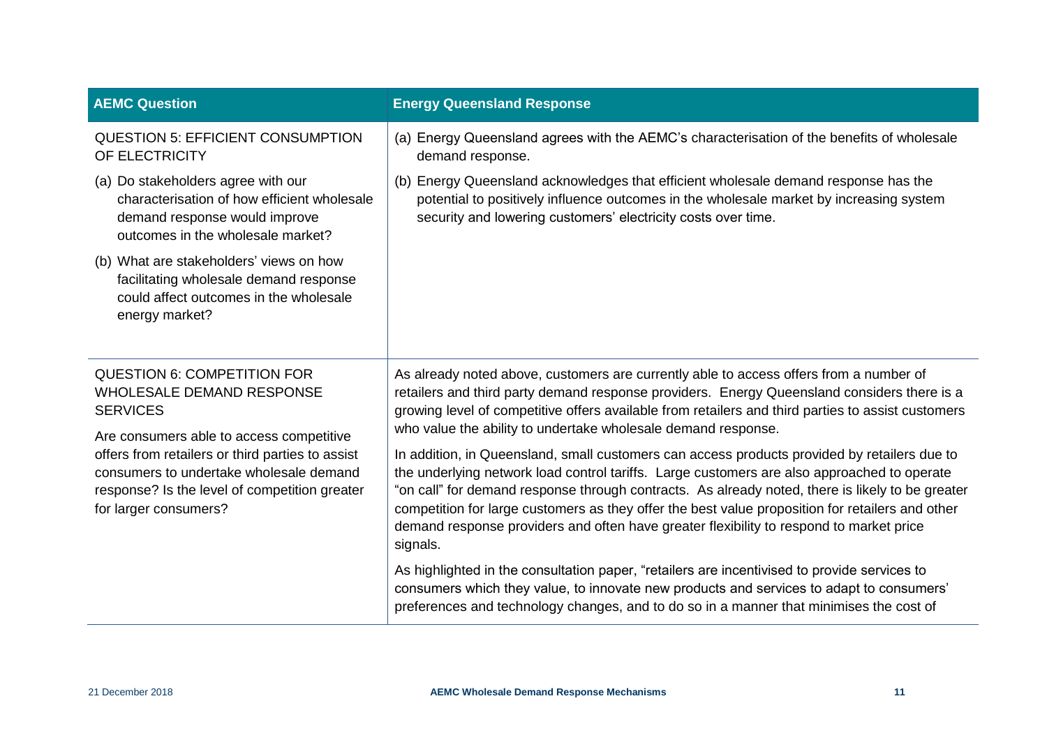| AEMC Question | Energy Queensland Response |
| --- | --- |
| QUESTION 5: EFFICIENT CONSUMPTION OF ELECTRICITY<br><br>(a) Do stakeholders agree with our characterisation of how efficient wholesale demand response would improve outcomes in the wholesale market?<br><br>(b) What are stakeholders' views on how facilitating wholesale demand response could affect outcomes in the wholesale energy market? | (a) Energy Queensland agrees with the AEMC's characterisation of the benefits of wholesale demand response.<br><br>(b) Energy Queensland acknowledges that efficient wholesale demand response has the potential to positively influence outcomes in the wholesale market by increasing system security and lowering customers' electricity costs over time. |
| QUESTION 6: COMPETITION FOR WHOLESALE DEMAND RESPONSE SERVICES<br><br>Are consumers able to access competitive offers from retailers or third parties to assist consumers to undertake wholesale demand response? Is the level of competition greater for larger consumers? | As already noted above, customers are currently able to access offers from a number of retailers and third party demand response providers. Energy Queensland considers there is a growing level of competitive offers available from retailers and third parties to assist customers who value the ability to undertake wholesale demand response.<br><br>In addition, in Queensland, small customers can access products provided by retailers due to the underlying network load control tariffs. Large customers are also approached to operate "on call" for demand response through contracts. As already noted, there is likely to be greater competition for large customers as they offer the best value proposition for retailers and other demand response providers and often have greater flexibility to respond to market price signals.<br><br>As highlighted in the consultation paper, "retailers are incentivised to provide services to consumers which they value, to innovate new products and services to adapt to consumers' preferences and technology changes, and to do so in a manner that minimises the cost of |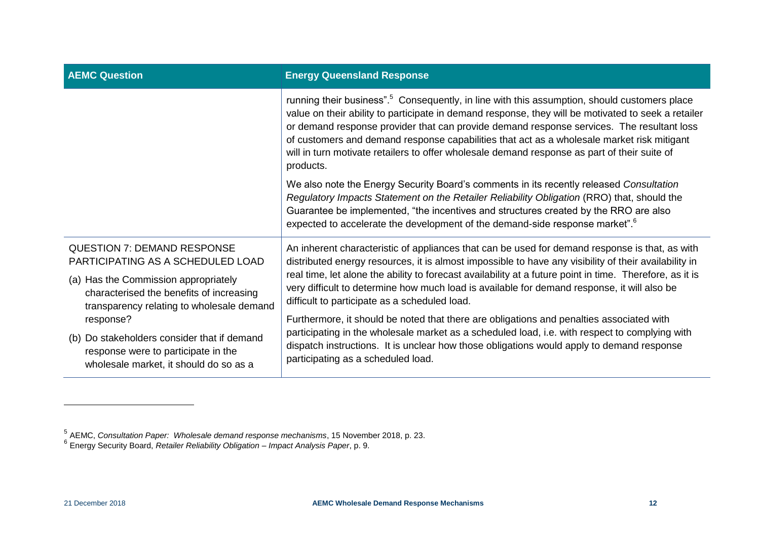| AEMC Question | Energy Queensland Response |
| --- | --- |
| | running their business".[5] Consequently, in line with this assumption, should customers place value on their ability to participate in demand response, they will be motivated to seek a retailer or demand response provider that can provide demand response services. The resultant loss of customers and demand response capabilities that act as a wholesale market risk mitigant will in turn motivate retailers to offer wholesale demand response as part of their suite of products.<br><br>We also note the Energy Security Board's comments in its recently released *Consultation Regulatory Impacts Statement on the Retailer Reliability Obligation* (RRO) that, should the Guarantee be implemented, "the incentives and structures created by the RRO are also expected to accelerate the development of the demand-side response market".[6] |
| QUESTION 7: DEMAND RESPONSE PARTICIPATING AS A SCHEDULED LOAD<br><br>(a) Has the Commission appropriately characterised the benefits of increasing transparency relating to wholesale demand response?<br><br>(b) Do stakeholders consider that if demand response were to participate in the wholesale market, it should do so as a | An inherent characteristic of appliances that can be used for demand response is that, as with distributed energy resources, it is almost impossible to have any visibility of their availability in real time, let alone the ability to forecast availability at a future point in time. Therefore, as it is very difficult to determine how much load is available for demand response, it will also be difficult to participate as a scheduled load.<br><br>Furthermore, it should be noted that there are obligations and penalties associated with participating in the wholesale market as a scheduled load, i.e. with respect to complying with dispatch instructions. It is unclear how those obligations would apply to demand response participating as a scheduled load. |

[5] AEMC, *Consultation Paper: Wholesale demand response mechanisms*, 15 November 2018, p. 23.

[6] Energy Security Board, *Retailer Reliability Obligation – Impact Analysis Paper*, p. 9.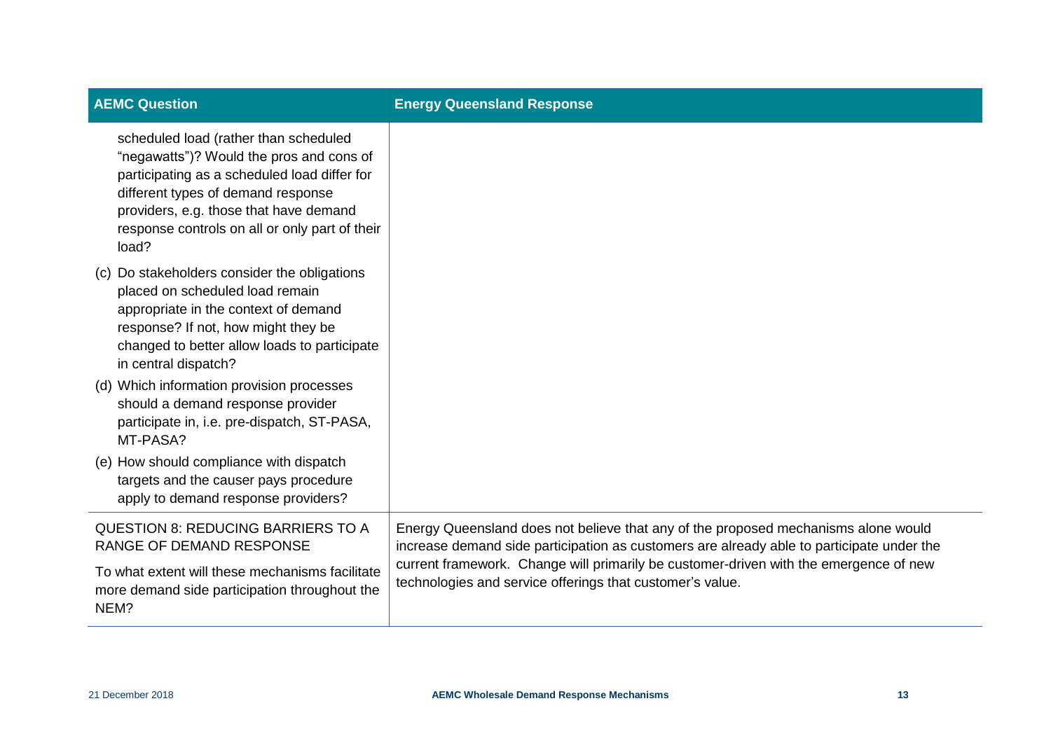| AEMC Question | Energy Queensland Response |
| --- | --- |
| scheduled load (rather than scheduled "negawatts")? Would the pros and cons of participating as a scheduled load differ for different types of demand response providers, e.g. those that have demand response controls on all or only part of their load?<br><br>(c) Do stakeholders consider the obligations placed on scheduled load remain appropriate in the context of demand response? If not, how might they be changed to better allow loads to participate in central dispatch?<br><br>(d) Which information provision processes should a demand response provider participate in, i.e. pre-dispatch, ST-PASA, MT-PASA?<br><br>(e) How should compliance with dispatch targets and the causer pays procedure apply to demand response providers? | |
| QUESTION 8: REDUCING BARRIERS TO A RANGE OF DEMAND RESPONSE<br><br>To what extent will these mechanisms facilitate more demand side participation throughout the NEM? | Energy Queensland does not believe that any of the proposed mechanisms alone would increase demand side participation as customers are already able to participate under the current framework. Change will primarily be customer-driven with the emergence of new technologies and service offerings that customer's value. |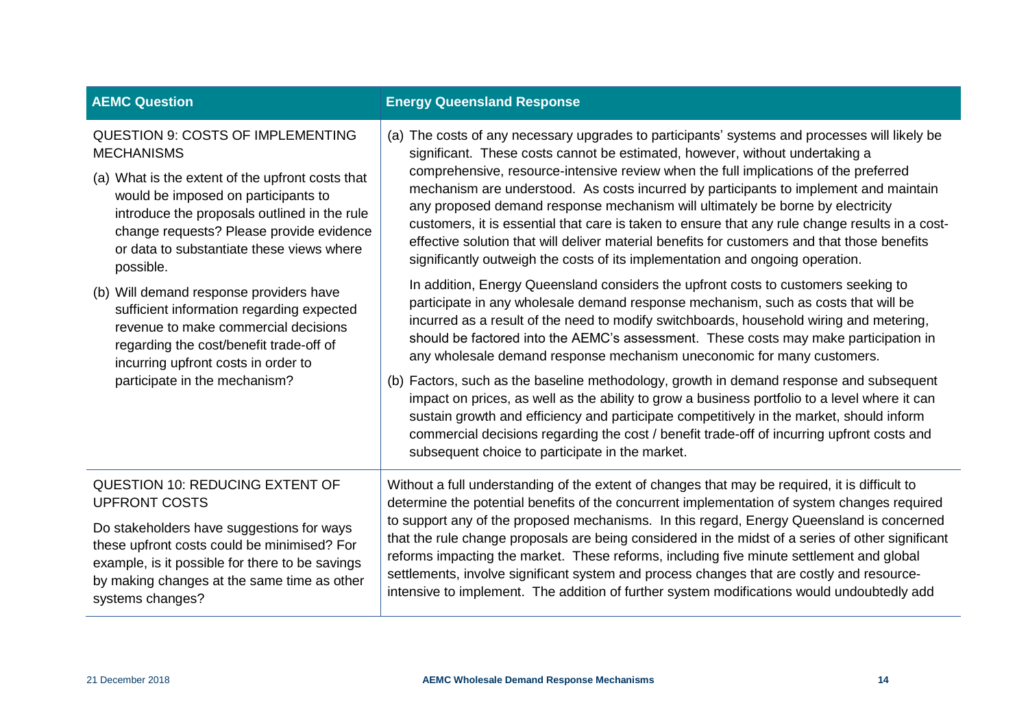| AEMC Question | Energy Queensland Response |
| --- | --- |
| QUESTION 9: COSTS OF IMPLEMENTING MECHANISMS<br><br>(a) What is the extent of the upfront costs that would be imposed on participants to introduce the proposals outlined in the rule change requests? Please provide evidence or data to substantiate these views where possible.<br><br>(b) Will demand response providers have sufficient information regarding expected revenue to make commercial decisions regarding the cost/benefit trade-off of incurring upfront costs in order to participate in the mechanism? | (a) The costs of any necessary upgrades to participants' systems and processes will likely be significant. These costs cannot be estimated, however, without undertaking a comprehensive, resource-intensive review when the full implications of the preferred mechanism are understood. As costs incurred by participants to implement and maintain any proposed demand response mechanism will ultimately be borne by electricity customers, it is essential that care is taken to ensure that any rule change results in a cost-effective solution that will deliver material benefits for customers and that those benefits significantly outweigh the costs of its implementation and ongoing operation.<br><br>In addition, Energy Queensland considers the upfront costs to customers seeking to participate in any wholesale demand response mechanism, such as costs that will be incurred as a result of the need to modify switchboards, household wiring and metering, should be factored into the AEMC's assessment. These costs may make participation in any wholesale demand response mechanism uneconomic for many customers.<br><br>(b) Factors, such as the baseline methodology, growth in demand response and subsequent impact on prices, as well as the ability to grow a business portfolio to a level where it can sustain growth and efficiency and participate competitively in the market, should inform commercial decisions regarding the cost / benefit trade-off of incurring upfront costs and subsequent choice to participate in the market. |
| QUESTION 10: REDUCING EXTENT OF UPFRONT COSTS<br><br>Do stakeholders have suggestions for ways these upfront costs could be minimised? For example, is it possible for there to be savings by making changes at the same time as other systems changes? | Without a full understanding of the extent of changes that may be required, it is difficult to determine the potential benefits of the concurrent implementation of system changes required to support any of the proposed mechanisms. In this regard, Energy Queensland is concerned that the rule change proposals are being considered in the midst of a series of other significant reforms impacting the market. These reforms, including five minute settlement and global settlements, involve significant system and process changes that are costly and resource-intensive to implement. The addition of further system modifications would undoubtedly add |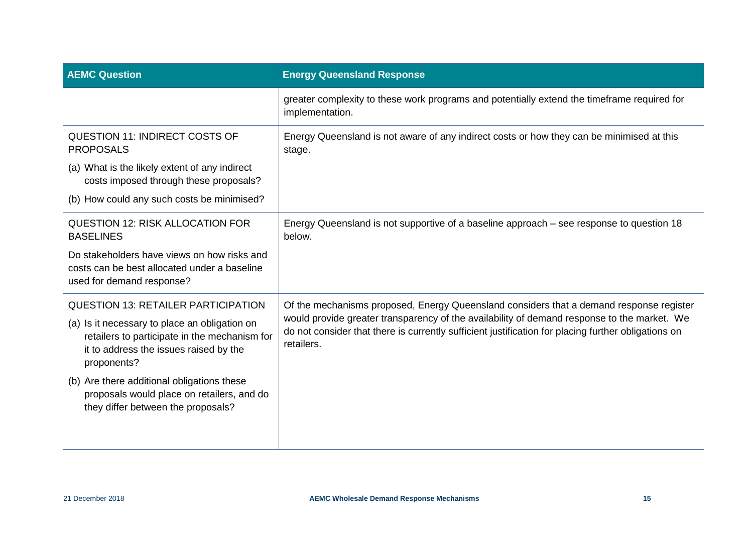| AEMC Question | Energy Queensland Response |
|---|---|
| | greater complexity to these work programs and potentially extend the timeframe required for implementation. |
| QUESTION 11: INDIRECT COSTS OF PROPOSALS<br>(a) What is the likely extent of any indirect costs imposed through these proposals?<br>(b) How could any such costs be minimised? | Energy Queensland is not aware of any indirect costs or how they can be minimised at this stage. |
| QUESTION 12: RISK ALLOCATION FOR BASELINES<br>Do stakeholders have views on how risks and costs can be best allocated under a baseline used for demand response? | Energy Queensland is not supportive of a baseline approach – see response to question 18 below. |
| QUESTION 13: RETAILER PARTICIPATION<br>(a) Is it necessary to place an obligation on retailers to participate in the mechanism for it to address the issues raised by the proponents?<br>(b) Are there additional obligations these proposals would place on retailers, and do they differ between the proposals? | Of the mechanisms proposed, Energy Queensland considers that a demand response register would provide greater transparency of the availability of demand response to the market. We do not consider that there is currently sufficient justification for placing further obligations on retailers. |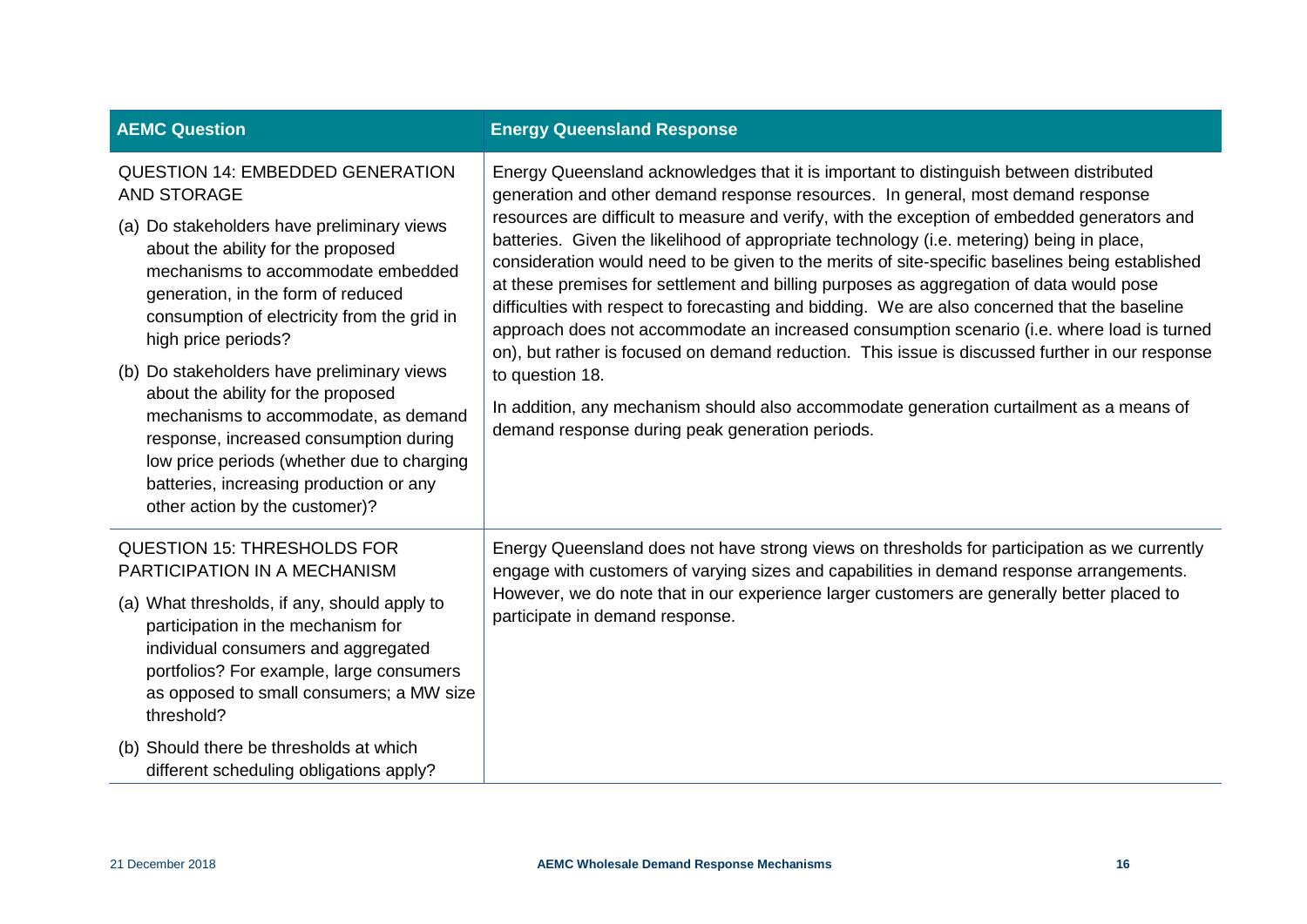| AEMC Question | Energy Queensland Response |
| --- | --- |
| QUESTION 14: EMBEDDED GENERATION AND STORAGE<br><br>(a) Do stakeholders have preliminary views about the ability for the proposed mechanisms to accommodate embedded generation, in the form of reduced consumption of electricity from the grid in high price periods?<br><br>(b) Do stakeholders have preliminary views about the ability for the proposed mechanisms to accommodate, as demand response, increased consumption during low price periods (whether due to charging batteries, increasing production or any other action by the customer)? | Energy Queensland acknowledges that it is important to distinguish between distributed generation and other demand response resources. In general, most demand response resources are difficult to measure and verify, with the exception of embedded generators and batteries. Given the likelihood of appropriate technology (i.e. metering) being in place, consideration would need to be given to the merits of site-specific baselines being established at these premises for settlement and billing purposes as aggregation of data would pose difficulties with respect to forecasting and bidding. We are also concerned that the baseline approach does not accommodate an increased consumption scenario (i.e. where load is turned on), but rather is focused on demand reduction. This issue is discussed further in our response to question 18.<br><br>In addition, any mechanism should also accommodate generation curtailment as a means of demand response during peak generation periods. |
| QUESTION 15: THRESHOLDS FOR PARTICIPATION IN A MECHANISM<br><br>(a) What thresholds, if any, should apply to participation in the mechanism for individual consumers and aggregated portfolios? For example, large consumers as opposed to small consumers; a MW size threshold?<br><br>(b) Should there be thresholds at which different scheduling obligations apply? | Energy Queensland does not have strong views on thresholds for participation as we currently engage with customers of varying sizes and capabilities in demand response arrangements. However, we do note that in our experience larger customers are generally better placed to participate in demand response. |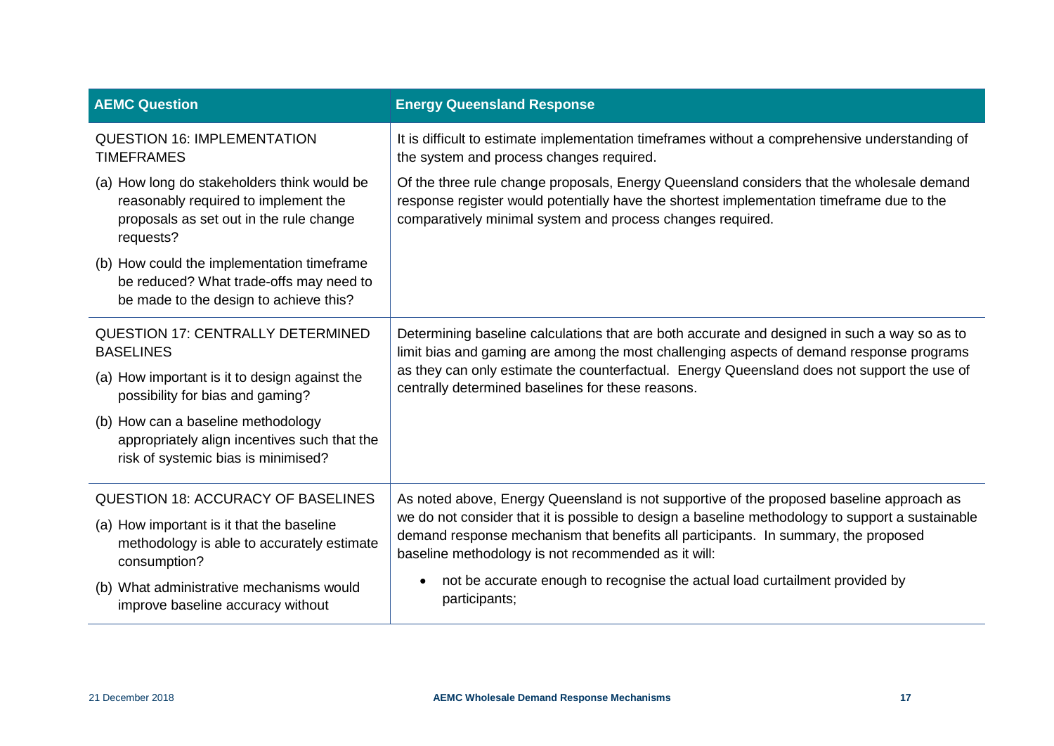| AEMC Question | Energy Queensland Response |
| --- | --- |
| QUESTION 16: IMPLEMENTATION TIMEFRAMES<br><br>(a) How long do stakeholders think would be reasonably required to implement the proposals as set out in the rule change requests?<br><br>(b) How could the implementation timeframe be reduced? What trade-offs may need to be made to the design to achieve this? | It is difficult to estimate implementation timeframes without a comprehensive understanding of the system and process changes required.<br><br>Of the three rule change proposals, Energy Queensland considers that the wholesale demand response register would potentially have the shortest implementation timeframe due to the comparatively minimal system and process changes required. |
| QUESTION 17: CENTRALLY DETERMINED BASELINES<br><br>(a) How important is it to design against the possibility for bias and gaming?<br><br>(b) How can a baseline methodology appropriately align incentives such that the risk of systemic bias is minimised? | Determining baseline calculations that are both accurate and designed in such a way so as to limit bias and gaming are among the most challenging aspects of demand response programs as they can only estimate the counterfactual. Energy Queensland does not support the use of centrally determined baselines for these reasons. |
| QUESTION 18: ACCURACY OF BASELINES<br><br>(a) How important is it that the baseline methodology is able to accurately estimate consumption?<br><br>(b) What administrative mechanisms would improve baseline accuracy without | As noted above, Energy Queensland is not supportive of the proposed baseline approach as we do not consider that it is possible to design a baseline methodology to support a sustainable demand response mechanism that benefits all participants. In summary, the proposed baseline methodology is not recommended as it will:<br><br>• not be accurate enough to recognise the actual load curtailment provided by participants; |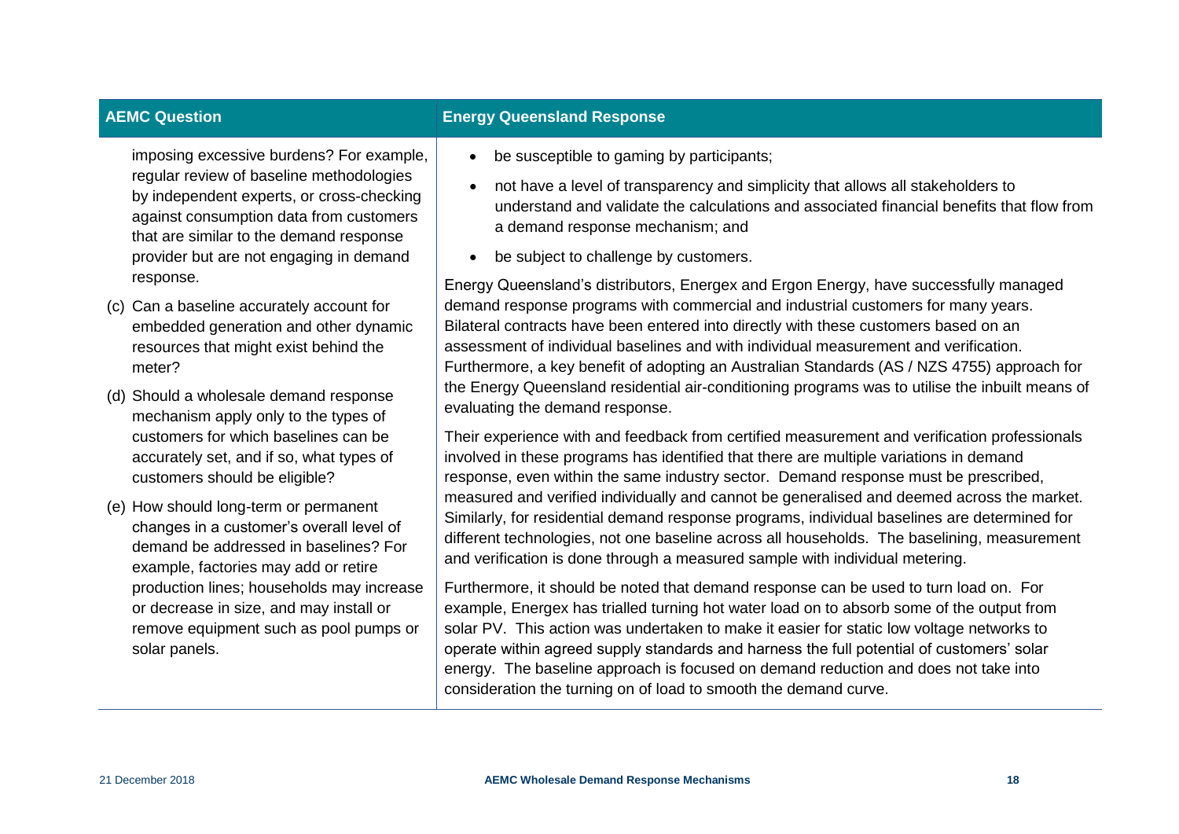| AEMC Question | Energy Queensland Response |
| --- | --- |
| imposing excessive burdens? For example, regular review of baseline methodologies by independent experts, or cross-checking against consumption data from customers that are similar to the demand response provider but are not engaging in demand response.<br><br>(c) Can a baseline accurately account for embedded generation and other dynamic resources that might exist behind the meter?<br><br>(d) Should a wholesale demand response mechanism apply only to the types of customers for which baselines can be accurately set, and if so, what types of customers should be eligible?<br><br>(e) How should long-term or permanent changes in a customer's overall level of demand be addressed in baselines? For example, factories may add or retire production lines; households may increase or decrease in size, and may install or remove equipment such as pool pumps or solar panels. | • be susceptible to gaming by participants;<br><br>• not have a level of transparency and simplicity that allows all stakeholders to understand and validate the calculations and associated financial benefits that flow from a demand response mechanism; and<br><br>• be subject to challenge by customers.<br><br>Energy Queensland's distributors, Energex and Ergon Energy, have successfully managed demand response programs with commercial and industrial customers for many years. Bilateral contracts have been entered into directly with these customers based on an assessment of individual baselines and with individual measurement and verification. Furthermore, a key benefit of adopting an Australian Standards (AS / NZS 4755) approach for the Energy Queensland residential air-conditioning programs was to utilise the inbuilt means of evaluating the demand response.<br><br>Their experience with and feedback from certified measurement and verification professionals involved in these programs has identified that there are multiple variations in demand response, even within the same industry sector. Demand response must be prescribed, measured and verified individually and cannot be generalised and deemed across the market. Similarly, for residential demand response programs, individual baselines are determined for different technologies, not one baseline across all households. The baselining, measurement and verification is done through a measured sample with individual metering.<br><br>Furthermore, it should be noted that demand response can be used to turn load on. For example, Energex has trialled turning hot water load on to absorb some of the output from solar PV. This action was undertaken to make it easier for static low voltage networks to operate within agreed supply standards and harness the full potential of customers' solar energy. The baseline approach is focused on demand reduction and does not take into consideration the turning on of load to smooth the demand curve. |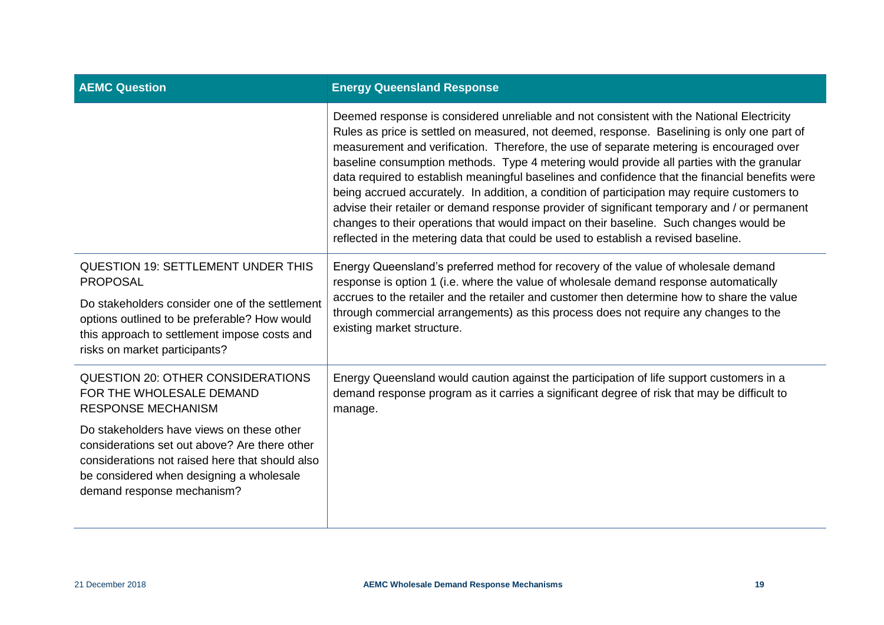| AEMC Question | Energy Queensland Response |
| --- | --- |
| | Deemed response is considered unreliable and not consistent with the National Electricity Rules as price is settled on measured, not deemed, response. Baselining is only one part of measurement and verification. Therefore, the use of separate metering is encouraged over baseline consumption methods. Type 4 metering would provide all parties with the granular data required to establish meaningful baselines and confidence that the financial benefits were being accrued accurately. In addition, a condition of participation may require customers to advise their retailer or demand response provider of significant temporary and / or permanent changes to their operations that would impact on their baseline. Such changes would be reflected in the metering data that could be used to establish a revised baseline. |
| QUESTION 19: SETTLEMENT UNDER THIS PROPOSAL<br><br>Do stakeholders consider one of the settlement options outlined to be preferable? How would this approach to settlement impose costs and risks on market participants? | Energy Queensland's preferred method for recovery of the value of wholesale demand response is option 1 (i.e. where the value of wholesale demand response automatically accrues to the retailer and the retailer and customer then determine how to share the value through commercial arrangements) as this process does not require any changes to the existing market structure. |
| QUESTION 20: OTHER CONSIDERATIONS FOR THE WHOLESALE DEMAND RESPONSE MECHANISM<br><br>Do stakeholders have views on these other considerations set out above? Are there other considerations not raised here that should also be considered when designing a wholesale demand response mechanism? | Energy Queensland would caution against the participation of life support customers in a demand response program as it carries a significant degree of risk that may be difficult to manage. |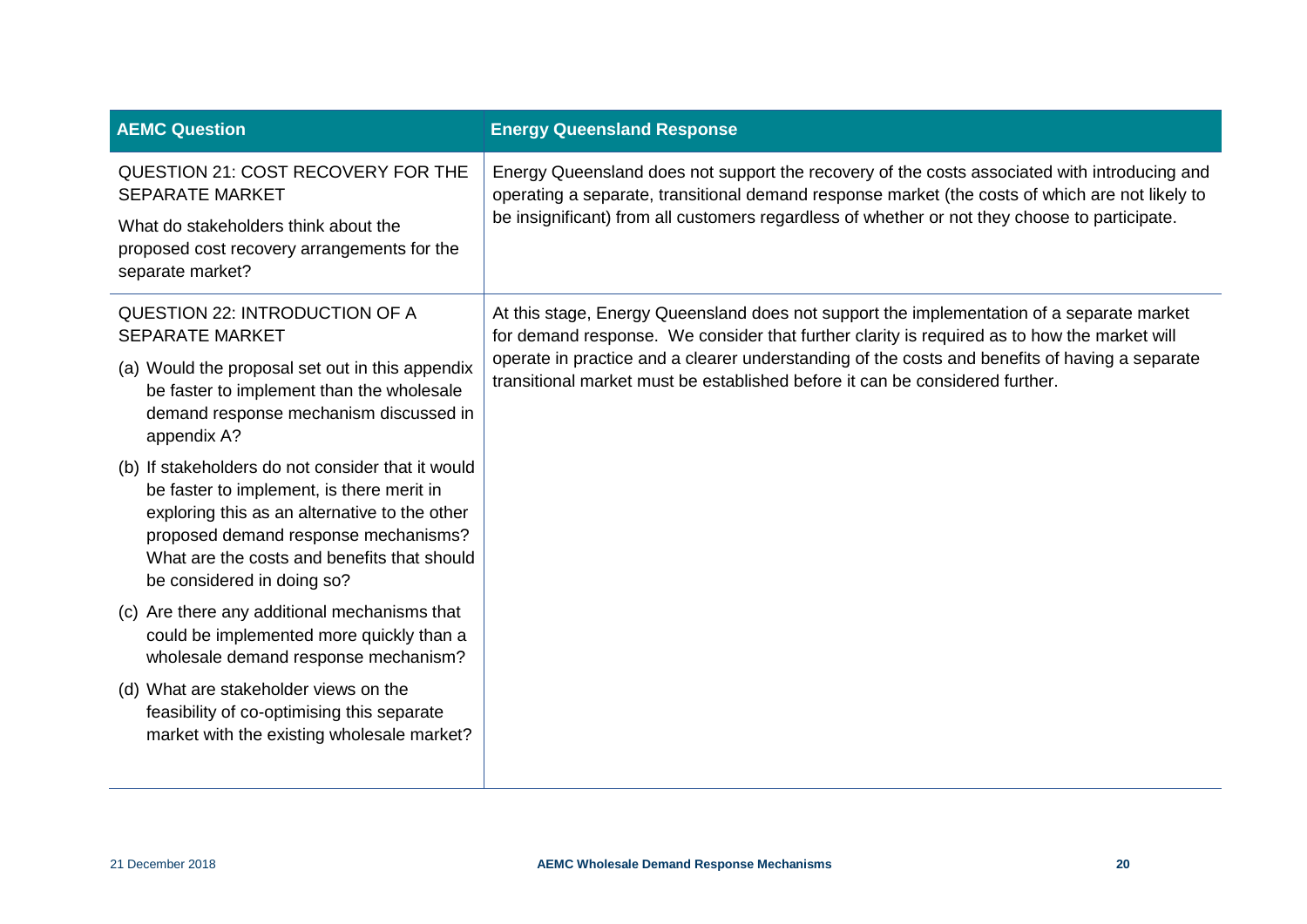| AEMC Question | Energy Queensland Response |
| --- | --- |
| QUESTION 21: COST RECOVERY FOR THE SEPARATE MARKET<br><br>What do stakeholders think about the proposed cost recovery arrangements for the separate market? | Energy Queensland does not support the recovery of the costs associated with introducing and operating a separate, transitional demand response market (the costs of which are not likely to be insignificant) from all customers regardless of whether or not they choose to participate. |
| QUESTION 22: INTRODUCTION OF A SEPARATE MARKET<br><br>(a) Would the proposal set out in this appendix be faster to implement than the wholesale demand response mechanism discussed in appendix A?<br><br>(b) If stakeholders do not consider that it would be faster to implement, is there merit in exploring this as an alternative to the other proposed demand response mechanisms? What are the costs and benefits that should be considered in doing so?<br><br>(c) Are there any additional mechanisms that could be implemented more quickly than a wholesale demand response mechanism?<br><br>(d) What are stakeholder views on the feasibility of co-optimising this separate market with the existing wholesale market? | At this stage, Energy Queensland does not support the implementation of a separate market for demand response. We consider that further clarity is required as to how the market will operate in practice and a clearer understanding of the costs and benefits of having a separate transitional market must be established before it can be considered further. |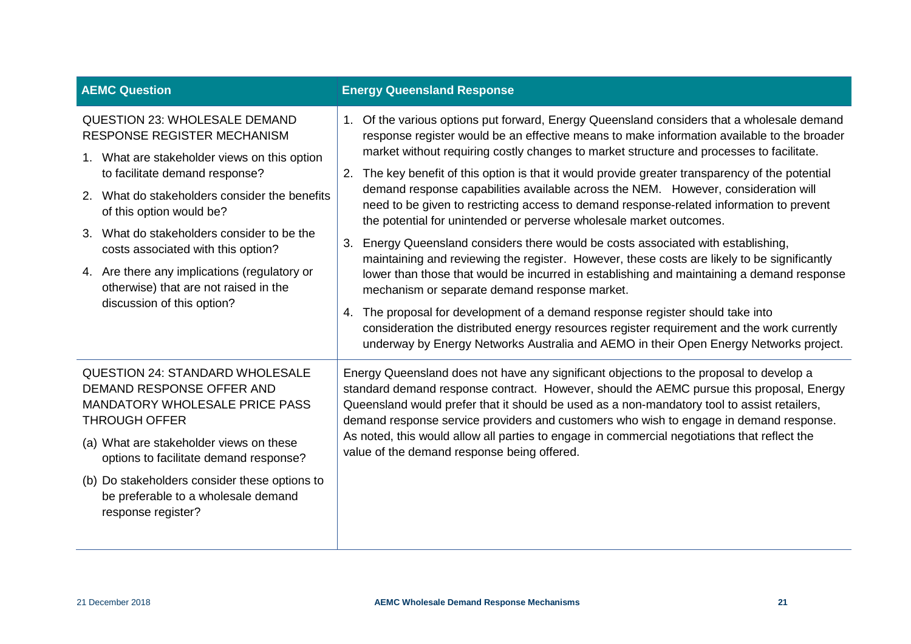| AEMC Question | Energy Queensland Response |
| --- | --- |
| QUESTION 23: WHOLESALE DEMAND RESPONSE REGISTER MECHANISM<br><br>1. What are stakeholder views on this option to facilitate demand response?<br>2. What do stakeholders consider the benefits of this option would be?<br>3. What do stakeholders consider to be the costs associated with this option?<br>4. Are there any implications (regulatory or otherwise) that are not raised in the discussion of this option? | 1. Of the various options put forward, Energy Queensland considers that a wholesale demand response register would be an effective means to make information available to the broader market without requiring costly changes to market structure and processes to facilitate.<br>2. The key benefit of this option is that it would provide greater transparency of the potential demand response capabilities available across the NEM. However, consideration will need to be given to restricting access to demand response-related information to prevent the potential for unintended or perverse wholesale market outcomes.<br>3. Energy Queensland considers there would be costs associated with establishing, maintaining and reviewing the register. However, these costs are likely to be significantly lower than those that would be incurred in establishing and maintaining a demand response mechanism or separate demand response market.<br>4. The proposal for development of a demand response register should take into consideration the distributed energy resources register requirement and the work currently underway by Energy Networks Australia and AEMO in their Open Energy Networks project. |
| QUESTION 24: STANDARD WHOLESALE DEMAND RESPONSE OFFER AND MANDATORY WHOLESALE PRICE PASS THROUGH OFFER<br><br>(a) What are stakeholder views on these options to facilitate demand response?<br>(b) Do stakeholders consider these options to be preferable to a wholesale demand response register? | Energy Queensland does not have any significant objections to the proposal to develop a standard demand response contract. However, should the AEMC pursue this proposal, Energy Queensland would prefer that it should be used as a non-mandatory tool to assist retailers, demand response service providers and customers who wish to engage in demand response. As noted, this would allow all parties to engage in commercial negotiations that reflect the value of the demand response being offered. |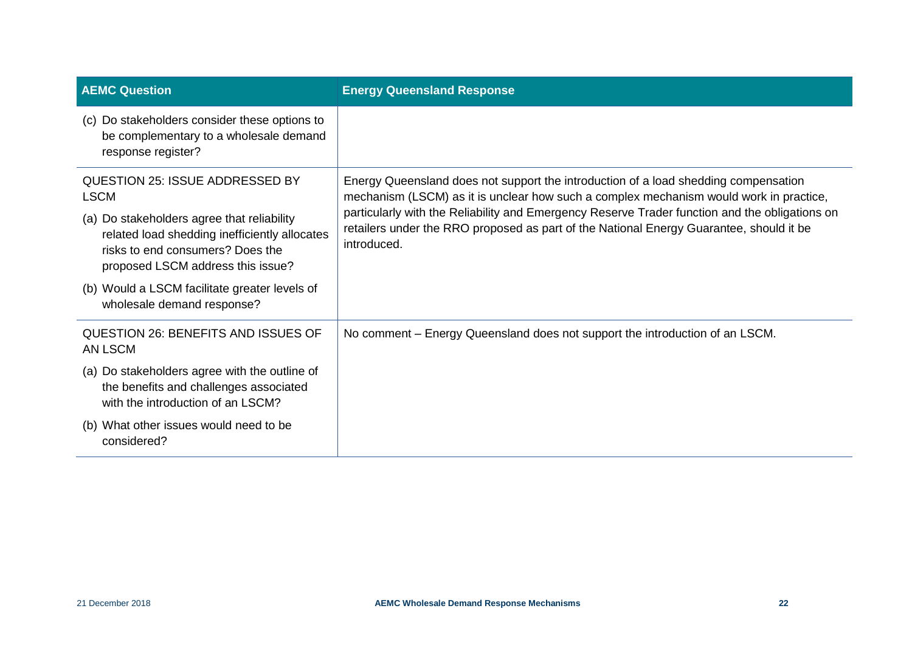| AEMC Question | Energy Queensland Response |
| --- | --- |
| (c) Do stakeholders consider these options to be complementary to a wholesale demand response register? | |
| QUESTION 25: ISSUE ADDRESSED BY LSCM<br><br>(a) Do stakeholders agree that reliability related load shedding inefficiently allocates risks to end consumers? Does the proposed LSCM address this issue?<br><br>(b) Would a LSCM facilitate greater levels of wholesale demand response? | Energy Queensland does not support the introduction of a load shedding compensation mechanism (LSCM) as it is unclear how such a complex mechanism would work in practice, particularly with the Reliability and Emergency Reserve Trader function and the obligations on retailers under the RRO proposed as part of the National Energy Guarantee, should it be introduced. |
| QUESTION 26: BENEFITS AND ISSUES OF AN LSCM<br><br>(a) Do stakeholders agree with the outline of the benefits and challenges associated with the introduction of an LSCM?<br><br>(b) What other issues would need to be considered? | No comment – Energy Queensland does not support the introduction of an LSCM. |